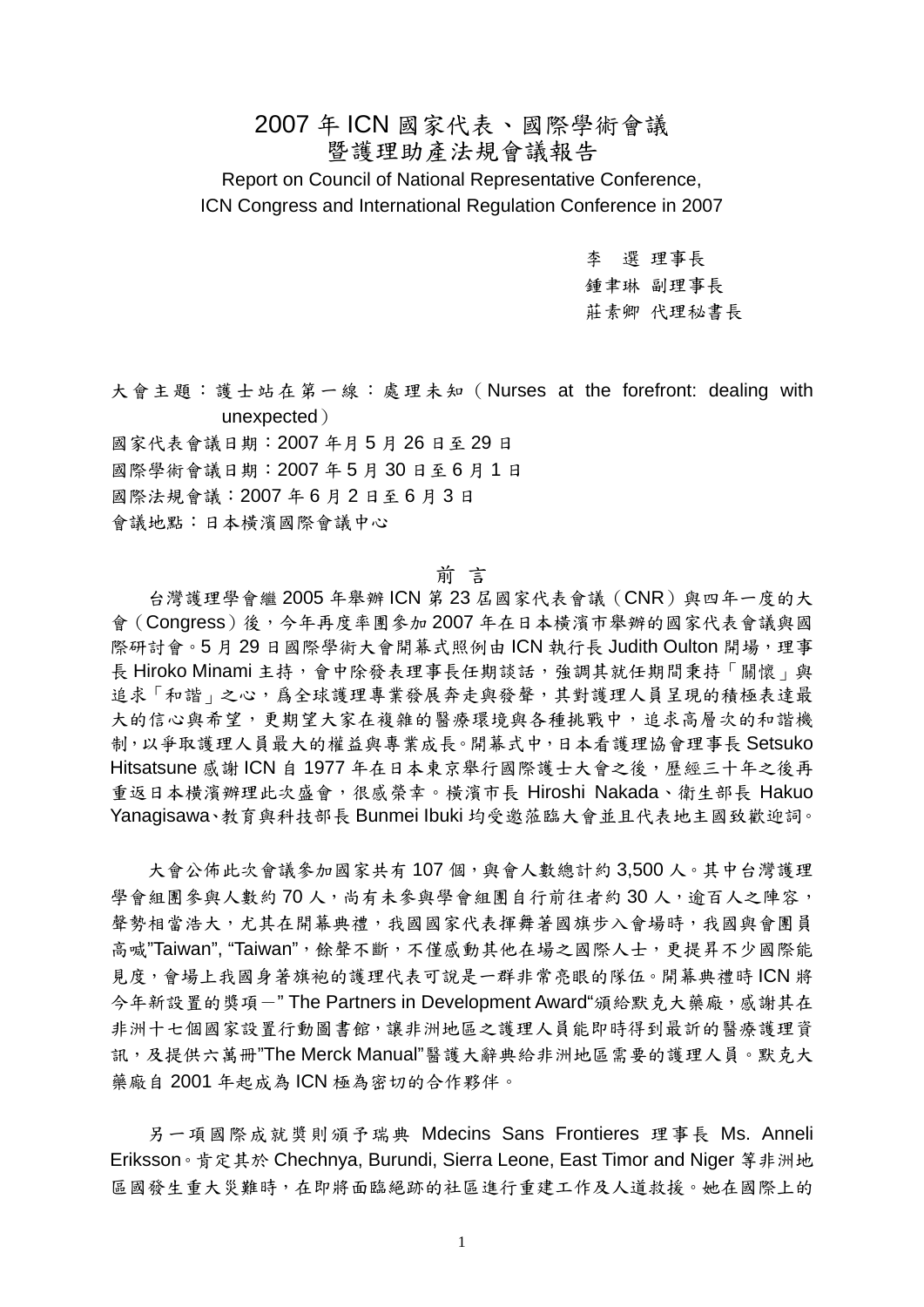# 2007 年 ICN 國家代表、國際學術會議暨護理助產法規會議報告

Report on Council of National Representative Conference, ICN Congress and International Regulation Conference in 2007

李 選 理事長
鍾聿琳 副理事長
莊素卿 代理秘書長

大會主題：護士站在第一線：處理未知（Nurses at the forefront: dealing with unexpected）
國家代表會議日期：2007 年月 5 月 26 日至 29 日
國際學術會議日期：2007 年 5 月 30 日至 6 月 1 日
國際法規會議：2007 年 6 月 2 日至 6 月 3 日
會議地點：日本橫濱國際會議中心

## 前 言

台灣護理學會繼 2005 年舉辦 ICN 第 23 屆國家代表會議（CNR）與四年一度的大會（Congress）後，今年再度率團參加 2007 年在日本橫濱市舉辦的國家代表會議與國際研討會。5 月 29 日國際學術大會開幕式照例由 ICN 執行長 Judith Oulton 開場，理事長 Hiroko Minami 主持，會中除發表理事長任期談話，強調其就任期間秉持「關懷」與追求「和諧」之心，爲全球護理專業發展奔走與發聲，其對護理人員呈現的積極表達最大的信心與希望，更期望大家在複雜的醫療環境與各種挑戰中，追求高層次的和諧機制，以爭取護理人員最大的權益與專業成長。開幕式中，日本看護理協會理事長 Setsuko Hitsatsune 感謝 ICN 自 1977 年在日本東京舉行國際護士大會之後，歷經三十年之後再重返日本橫濱辦理此次盛會，很感榮幸。橫濱市長 Hiroshi Nakada、衛生部長 Hakuo Yanagisawa、教育與科技部長 Bunmei Ibuki 均受邀蒞臨大會並且代表地主國致歡迎詞。

大會公佈此次會議參加國家共有 107 個，與會人數總計約 3,500 人。其中台灣護理學會組團參與人數約 70 人，尚有未參與學會組團自行前往者約 30 人，逾百人之陣容，聲勢相當浩大，尤其在開幕典禮，我國國家代表揮舞著國旗步入會場時，我國與會團員高喊"Taiwan", "Taiwan"，餘聲不斷，不僅感動其他在場之國際人士，更提昇不少國際能見度，會場上我國身著旗袍的護理代表可說是一群非常亮眼的隊伍。開幕典禮時 ICN 將今年新設置的獎項－" The Partners in Development Award"頒給默克大藥廠，感謝其在非洲十七個國家設置行動圖書館，讓非洲地區之護理人員能即時得到最新的醫療護理資訊，及提供六萬冊"The Merck Manual"醫護大辭典給非洲地區需要的護理人員。默克大藥廠自 2001 年起成為 ICN 極為密切的合作夥伴。

另一項國際成就獎則頒予瑞典 Mdecins Sans Frontieres 理事長 Ms. Anneli Eriksson。肯定其於 Chechnya, Burundi, Sierra Leone, East Timor and Niger 等非洲地區國發生重大災難時，在即將面臨絕跡的社區進行重建工作及人道救援。她在國際上的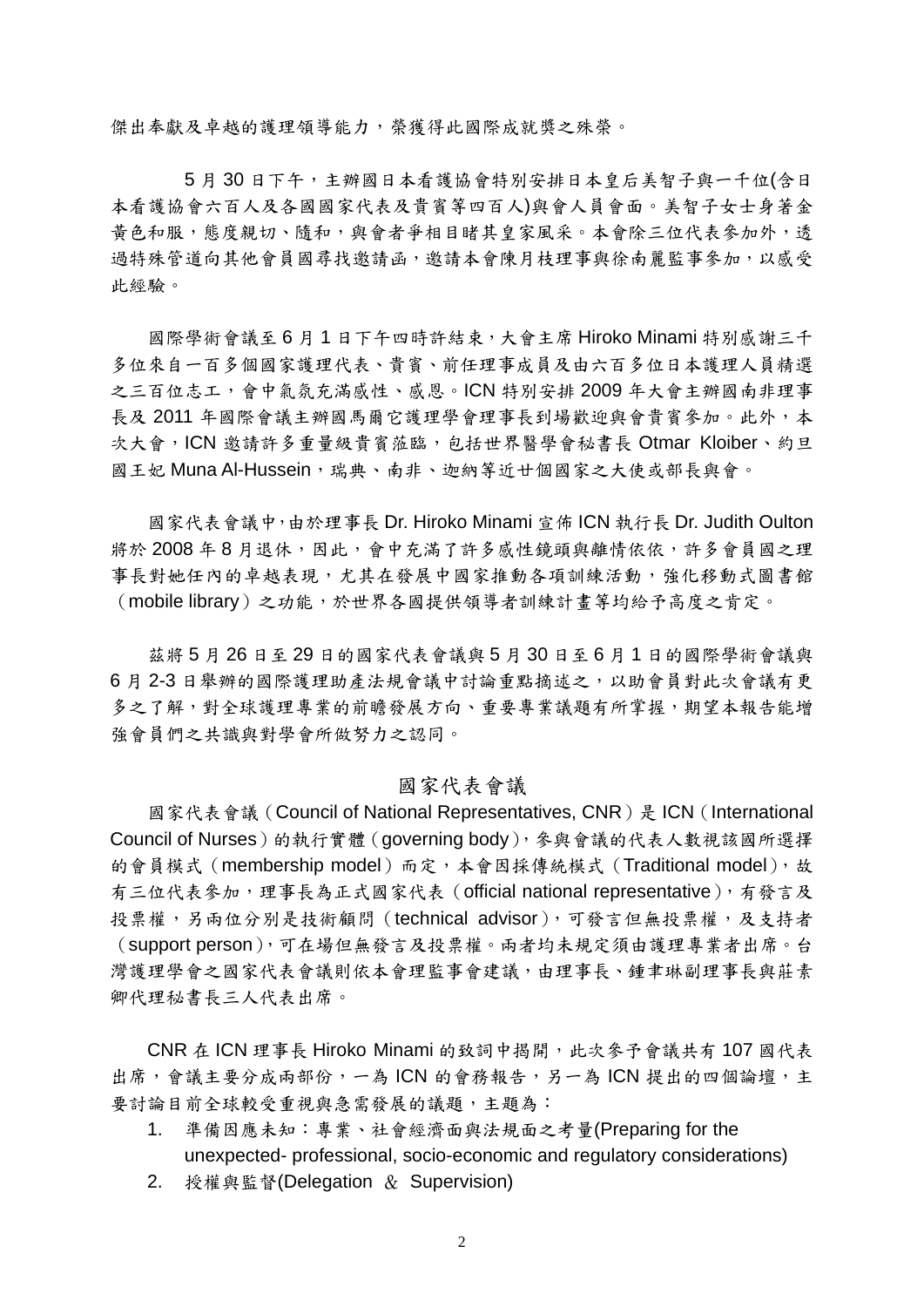傑出奉獻及卓越的護理領導能力，榮獲得此國際成就獎之殊榮。

5 月 30 日下午，主辦國日本看護協會特別安排日本皇后美智子與一千位(含日本看護協會六百人及各國國家代表及貴賓等四百人)與會人員會面。美智子女士身著金黃色和服，態度親切、隨和，與會者爭相目睹其皇家風采。本會除三位代表參加外，透過特殊管道向其他會員國尋找邀請函，邀請本會陳月枝理事與徐南麗監事參加，以感受此經驗。

國際學術會議至 6 月 1 日下午四時許結束，大會主席 Hiroko Minami 特別感謝三千多位來自一百多個國家護理代表、貴賓、前任理事成員及由六百多位日本護理人員精選之三百位志工，會中氣氛充滿感性、感恩。ICN 特別安排 2009 年大會主辦國南非理事長及 2011 年國際會議主辦國馬爾它護理學會理事長到場歡迎與會貴賓參加。此外，本次大會，ICN 邀請許多重量級貴賓蒞臨，包括世界醫學會秘書長 Otmar Kloiber、約旦國王妃 Muna Al-Hussein，瑞典、南非、迦納等近廿個國家之大使或部長與會。

國家代表會議中，由於理事長 Dr. Hiroko Minami 宣佈 ICN 執行長 Dr. Judith Oulton 將於 2008 年 8 月退休，因此，會中充滿了許多感性鏡頭與離情依依，許多會員國之理事長對她任內的卓越表現，尤其在發展中國家推動各項訓練活動，強化移動式圖書館（mobile library）之功能，於世界各國提供領導者訓練計畫等均給予高度之肯定。

茲將 5 月 26 日至 29 日的國家代表會議與 5 月 30 日至 6 月 1 日的國際學術會議與 6 月 2-3 日舉辦的國際護理助產法規會議中討論重點摘述之，以助會員對此次會議有更多之了解，對全球護理專業的前瞻發展方向、重要專業議題有所掌握，期望本報告能增強會員們之共識與對學會所做努力之認同。

## 國家代表會議

國家代表會議（Council of National Representatives, CNR）是 ICN（International Council of Nurses）的執行實體（governing body），參與會議的代表人數視該國所選擇的會員模式（membership model）而定，本會因採傳統模式（Traditional model），故有三位代表參加，理事長為正式國家代表（official national representative），有發言及投票權，另兩位分別是技術顧問（technical advisor），可發言但無投票權，及支持者（support person），可在場但無發言及投票權。兩者均未規定須由護理專業者出席。台灣護理學會之國家代表會議則依本會理監事會建議，由理事長、鍾聿琳副理事長與莊素卿代理秘書長三人代表出席。

CNR 在 ICN 理事長 Hiroko Minami 的致詞中揭開，此次參予會議共有 107 國代表出席，會議主要分成兩部份，一為 ICN 的會務報告，另一為 ICN 提出的四個論壇，主要討論目前全球較受重視與急需發展的議題，主題為：

1. 準備因應未知：專業、社會經濟面與法規面之考量(Preparing for the unexpected- professional, socio-economic and regulatory considerations)
2. 授權與監督(Delegation ＆ Supervision)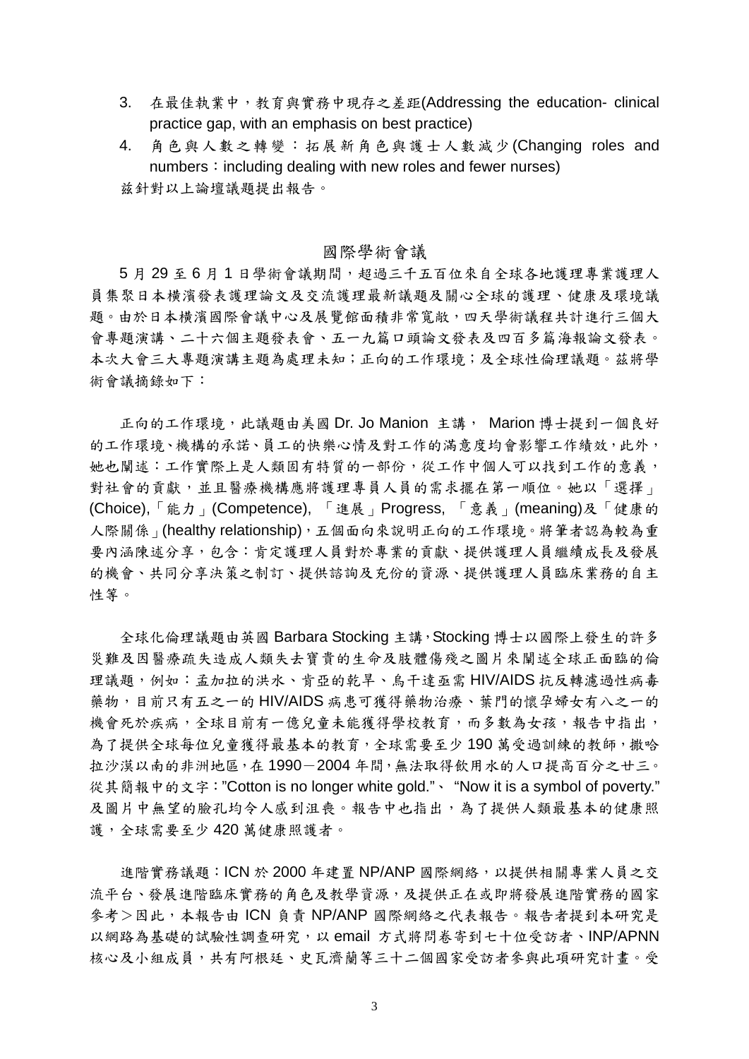3. 在最佳執業中，教育與實務中現存之差距(Addressing the education- clinical practice gap, with an emphasis on best practice)
4. 角色與人數之轉變：拓展新角色與護士人數減少(Changing roles and numbers：including dealing with new roles and fewer nurses)

茲針對以上論壇議題提出報告。

## 國際學術會議

5 月 29 至 6 月 1 日學術會議期間，超過三千五百位來自全球各地護理專業護理人員集聚日本橫濱發表護理論文及交流護理最新議題及關心全球的護理、健康及環境議題。由於日本橫濱國際會議中心及展覽館面積非常寬敞，四天學術議程共計進行三個大會專題演講、二十六個主題發表會、五一九篇口頭論文發表及四百多篇海報論文發表。本次大會三大專題演講主題為處理未知；正向的工作環境；及全球性倫理議題。茲將學術會議摘錄如下：

正向的工作環境，此議題由美國 Dr. Jo Manion 主講， Marion 博士提到一個良好的工作環境、機構的承諾、員工的快樂心情及對工作的滿意度均會影響工作績效，此外，她也闡述：工作實際上是人類固有特質的一部份，從工作中個人可以找到工作的意義，對社會的貢獻，並且醫療機構應將護理專員人員的需求擺在第一順位。她以「選擇」(Choice),「能力」(Competence), 「進展」Progress, 「意義」(meaning)及「健康的人際關係」(healthy relationship)，五個面向來說明正向的工作環境。將筆者認為較為重要內涵陳述分享，包含：肯定護理人員對於專業的貢獻、提供護理人員繼續成長及發展的機會、共同分享決策之制訂、提供諮詢及充份的資源、提供護理人員臨床業務的自主性等。

全球化倫理議題由英國 Barbara Stocking 主講，Stocking 博士以國際上發生的許多災難及因醫療疏失造成人類失去寶貴的生命及肢體傷殘之圖片來闡述全球正面臨的倫理議題，例如：孟加拉的洪水、肯亞的乾旱、烏干達亟需 HIV/AIDS 抗反轉濾過性病毒藥物，目前只有五之一的 HIV/AIDS 病患可獲得藥物治療、葉門的懷孕婦女有八之一的機會死於疾病，全球目前有一億兒童未能獲得學校教育，而多數為女孩，報告中指出，為了提供全球每位兒童獲得最基本的教育，全球需要至少 190 萬受過訓練的教師，撒哈拉沙漠以南的非洲地區，在 1990－2004 年間，無法取得飲用水的人口提高百分之廿三。從其簡報中的文字："Cotton is no longer white gold."、 "Now it is a symbol of poverty." 及圖片中無望的臉孔均令人感到沮喪。報告中也指出，為了提供人類最基本的健康照護，全球需要至少 420 萬健康照護者。

進階實務議題：ICN 於 2000 年建置 NP/ANP 國際網絡，以提供相關專業人員之交流平台、發展進階臨床實務的角色及教學資源，及提供正在或即將發展進階實務的國家參考＞因此，本報告由 ICN 負責 NP/ANP 國際網絡之代表報告。報告者提到本研究是以網路為基礎的試驗性調查研究，以 email 方式將問卷寄到七十位受訪者、INP/APNN 核心及小組成員，共有阿根廷、史瓦濟蘭等三十二個國家受訪者參與此項研究計畫。受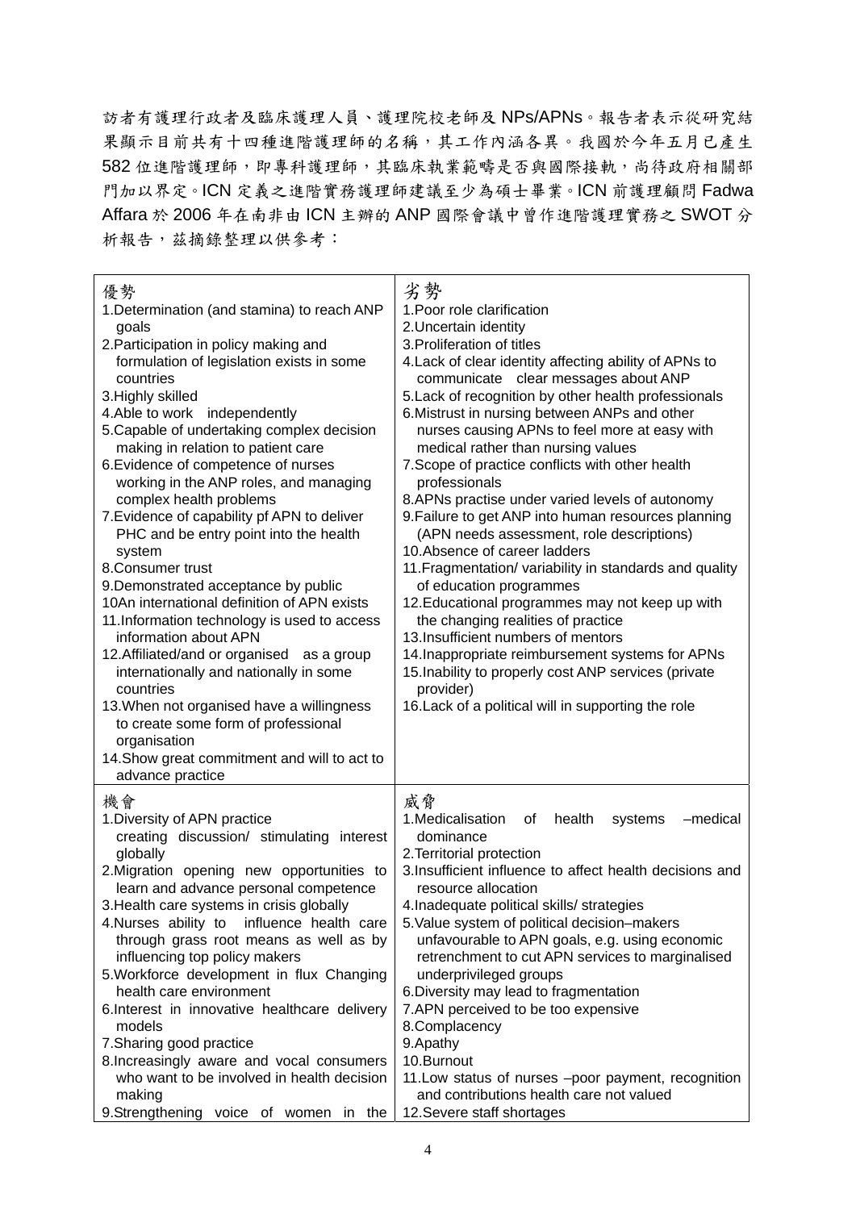訪者有護理行政者及臨床護理人員、護理院校老師及 NPs/APNs。報告者表示從研究結果顯示目前共有十四種進階護理師的名稱，其工作內涵各異。我國於今年五月已產生 582 位進階護理師，即專科護理師，其臨床執業範疇是否與國際接軌，尚待政府相關部門加以界定。ICN 定義之進階實務護理師建議至少為碩士畢業。ICN 前護理顧問 Fadwa Affara 於 2006 年在南非由 ICN 主辦的 ANP 國際會議中曾作進階護理實務之 SWOT 分析報告，茲摘錄整理以供參考：

| 優勢 | 劣勢 |
|---|---|
| 1.Determination (and stamina) to reach ANP goals<br>2.Participation in policy making and formulation of legislation exists in some countries<br>3.Highly skilled<br>4.Able to work independently<br>5.Capable of undertaking complex decision making in relation to patient care<br>6.Evidence of competence of nurses working in the ANP roles, and managing complex health problems<br>7.Evidence of capability pf APN to deliver PHC and be entry point into the health system<br>8.Consumer trust<br>9.Demonstrated acceptance by public<br>10An international definition of APN exists<br>11.Information technology is used to access information about APN<br>12.Affiliated/and or organised as a group internationally and nationally in some countries<br>13.When not organised have a willingness to create some form of professional organisation<br>14.Show great commitment and will to act to advance practice | 1.Poor role clarification<br>2.Uncertain identity<br>3.Proliferation of titles<br>4.Lack of clear identity affecting ability of APNs to communicate clear messages about ANP<br>5.Lack of recognition by other health professionals<br>6.Mistrust in nursing between ANPs and other nurses causing APNs to feel more at easy with medical rather than nursing values<br>7.Scope of practice conflicts with other health professionals<br>8.APNs practise under varied levels of autonomy<br>9.Failure to get ANP into human resources planning (APN needs assessment, role descriptions)<br>10.Absence of career ladders<br>11.Fragmentation/ variability in standards and quality of education programmes<br>12.Educational programmes may not keep up with the changing realities of practice<br>13.Insufficient numbers of mentors<br>14.Inappropriate reimbursement systems for APNs<br>15.Inability to properly cost ANP services (private provider)<br>16.Lack of a political will in supporting the role |
| **機會** | **威脅** |
| 1.Diversity of APN practice creating discussion/ stimulating interest globally<br>2.Migration opening new opportunities to learn and advance personal competence<br>3.Health care systems in crisis globally<br>4.Nurses ability to influence health care through grass root means as well as by influencing top policy makers<br>5.Workforce development in flux Changing health care environment<br>6.Interest in innovative healthcare delivery models<br>7.Sharing good practice<br>8.Increasingly aware and vocal consumers who want to be involved in health decision making<br>9.Strengthening voice of women in the | 1.Medicalisation of health systems –medical dominance<br>2.Territorial protection<br>3.Insufficient influence to affect health decisions and resource allocation<br>4.Inadequate political skills/ strategies<br>5.Value system of political decision–makers unfavourable to APN goals, e.g. using economic retrenchment to cut APN services to marginalised underprivileged groups<br>6.Diversity may lead to fragmentation<br>7.APN perceived to be too expensive<br>8.Complacency<br>9.Apathy<br>10.Burnout<br>11.Low status of nurses –poor payment, recognition and contributions health care not valued<br>12.Severe staff shortages |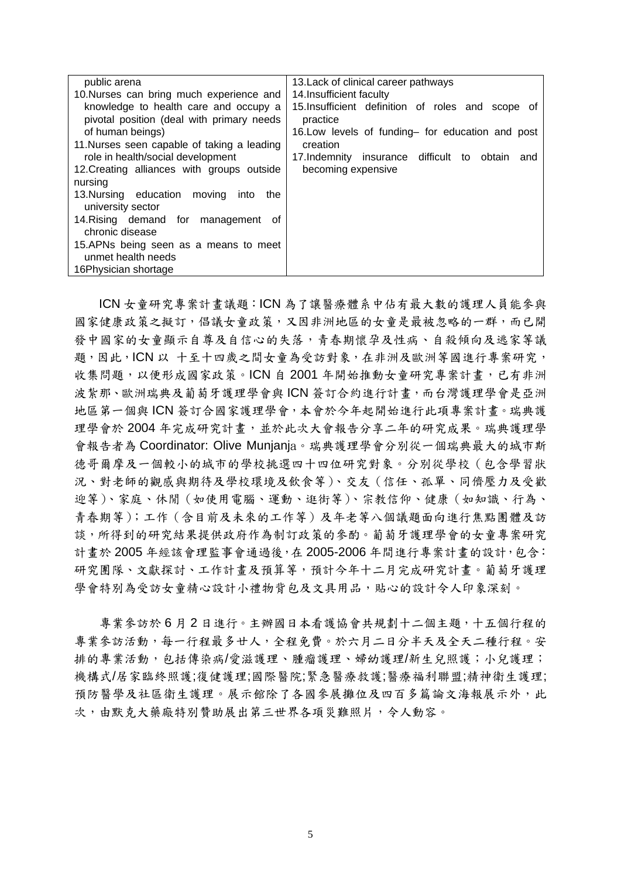| public arena<br>10.Nurses can bring much experience and knowledge to health care and occupy a pivotal position (deal with primary needs of human beings)<br>11.Nurses seen capable of taking a leading role in health/social development<br>12.Creating alliances with groups outside nursing<br>13.Nursing education moving into the university sector<br>14.Rising demand for management of chronic disease<br>15.APNs being seen as a means to meet unmet health needs<br>16Physician shortage | 13.Lack of clinical career pathways<br>14.Insufficient faculty<br>15.Insufficient definition of roles and scope of practice<br>16.Low levels of funding– for education and post creation<br>17.Indemnity insurance difficult to obtain and becoming expensive |
|---|---|

ICN 女童研究專案計畫議題：ICN 為了讓醫療體系中佔有最大數的護理人員能參與國家健康政策之擬訂，倡議女童政策，又因非洲地區的女童是最被忽略的一群，而已開發中國家的女童顯示自尊及自信心的失落，青春期懷孕及性病、自殺傾向及逃家等議題，因此，ICN 以 十至十四歲之間女童為受訪對象，在非洲及歐洲等國進行專案研究，收集問題，以便形成國家政策。ICN 自 2001 年開始推動女童研究專案計畫，已有非洲波紮那、歐洲瑞典及葡萄牙護理學會與 ICN 簽訂合約進行計畫，而台灣護理學會是亞洲地區第一個與 ICN 簽訂合國家護理學會，本會於今年起開始進行此項專案計畫。瑞典護理學會於 2004 年完成研究計畫，並於此次大會報告分享二年的研究成果。瑞典護理學會報告者為 Coordinator: Olive Munjanja。瑞典護理學會分別從一個瑞典最大的城市斯德哥爾摩及一個較小的城市的學校挑選四十四位研究對象。分別從學校（包含學習狀況、對老師的觀感與期待及學校環境及飲食等）、交友（信任、孤單、同儕壓力及受歡迎等）、家庭、休閒（如使用電腦、運動、逛街等）、宗教信仰、健康（如知識、行為、青春期等）；工作（含目前及未來的工作等）及年老等八個議題面向進行焦點團體及訪談，所得到的研究結果提供政府作為制訂政策的參酌。葡萄牙護理學會的女童專案研究計畫於 2005 年經該會理監事會通過後，在 2005-2006 年間進行專案計畫的設計，包含：研究團隊、文獻探討、工作計畫及預算等，預計今年十二月完成研究計畫。葡萄牙護理學會特別為受訪女童精心設計小禮物背包及文具用品，貼心的設計令人印象深刻。

專業參訪於 6 月 2 日進行。主辦國日本看護協會共規劃十二個主題，十五個行程的專業參訪活動，每一行程最多廿人，全程免費。於六月二日分半天及全天二種行程。安排的專業活動，包括傳染病/愛滋護理、腫瘤護理、婦幼護理/新生兒照護；小兒護理；機構式/居家臨終照護;復健護理;國際醫院;緊急醫療救護;醫療福利聯盟;精神衛生護理;預防醫學及社區衛生護理。展示館除了各國參展攤位及四百多篇論文海報展示外，此次，由默克大藥廠特別贊助展出第三世界各項災難照片，令人動容。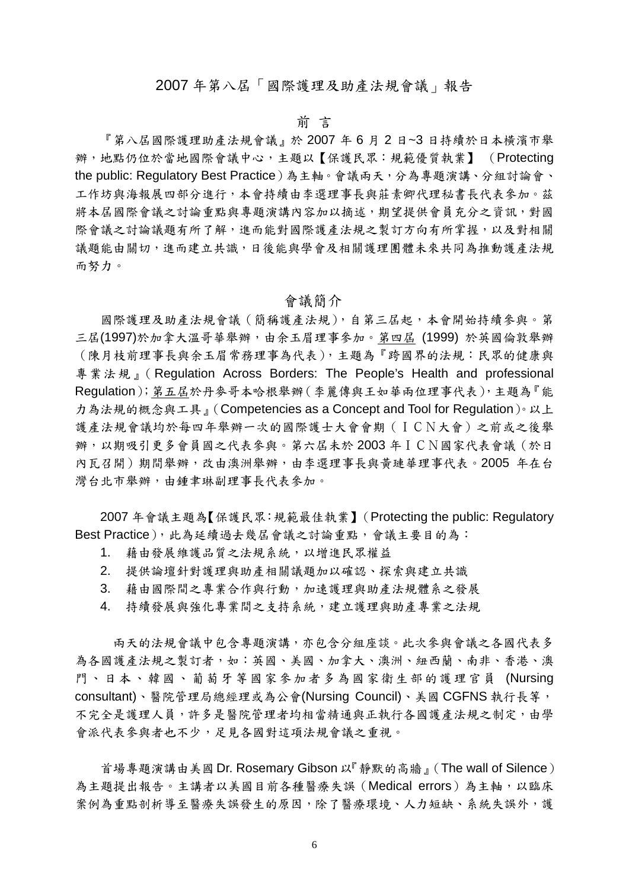# 2007 年第八屆「國際護理及助產法規會議」報告

## 前 言

『第八屆國際護理助產法規會議』於 2007 年 6 月 2 日~3 日持續於日本橫濱市舉辦，地點仍位於當地國際會議中心，主題以【保護民眾：規範優質執業】（Protecting the public: Regulatory Best Practice）為主軸。會議兩天，分為專題演講、分組討論會、工作坊與海報展四部分進行，本會持續由李選理事長與莊素卿代理秘書長代表參加。茲將本居國際會議之討論重點與專題演講內容加以摘述，期望提供會員充分之資訊，對國際會議之討論議題有所了解，進而能對國際護產法規之製訂方向有所掌握，以及對相關議題能由關切，進而建立共識，日後能與學會及相關護理團體未來共同為推動護產法規而努力。

## 會議簡介

國際護理及助產法規會議（簡稱護產法規），自第三屆起，本會開始持續參與。第三屆(1997)於加拿大溫哥華舉辦，由余玉眉理事參加。第四屆 (1999) 於英國倫敦舉辦（陳月枝前理事長與余玉眉常務理事為代表），主題為『跨國界的法規：民眾的健康與專業法規』(Regulation Across Borders: The People's Health and professional Regulation)；第五屆於丹麥哥本哈根舉辦（李麗傳與王如華兩位理事代表），主題為『能力為法規的概念與工具』(Competencies as a Concept and Tool for Regulation)。以上護產法規會議均於每四年舉辦一次的國際護士大會會期（ＩＣＮ大會）之前或之後舉辦，以期吸引更多會員國之代表參與。第六屆未於 2003 年ＩＣＮ國家代表會議（於日內瓦召開）期間舉辦，改由澳洲舉辦，由李選理事長與黃璉華理事代表。2005 年在台灣台北市舉辦，由鍾聿琳副理事長代表參加。

2007 年會議主題為【保護民眾：規範最佳執業】(Protecting the public: Regulatory Best Practice)，此為延續過去幾居會議之討論重點，會議主要目的為：

1. 藉由發展維護品質之法規系統，以增進民眾權益
2. 提供論壇針對護理與助產相關議題加以確認、探索與建立共識
3. 藉由國際間之專業合作與行動，加速護理與助產法規體系之發展
4. 持續發展與強化專業間之支持系統，建立護理與助產專業之法規

兩天的法規會議中包含專題演講，亦包含分組座談。此次參與會議之各國代表多為各國護產法規之製訂者，如：英國、美國、加拿大、澳洲、紐西蘭、南非、香港、澳門、日本、韓國、葡萄牙等國家參加者多為國家衛生部的護理官員 (Nursing consultant)、醫院管理局總經理或為公會(Nursing Council)、美國 CGFNS 執行長等，不完全是護理人員，許多是醫院管理者均相當精通與正執行各國護產法規之制定，由學會派代表參與者也不少，足見各國對這項法規會議之重視。

首場專題演講由美國 Dr. Rosemary Gibson 以『靜默的高牆』(The wall of Silence) 為主題提出報告。主講者以美國目前各種醫療失誤（Medical errors）為主軸，以臨床案例為重點剖析導至醫療失誤發生的原因，除了醫療環境、人力短缺、系統失誤外，護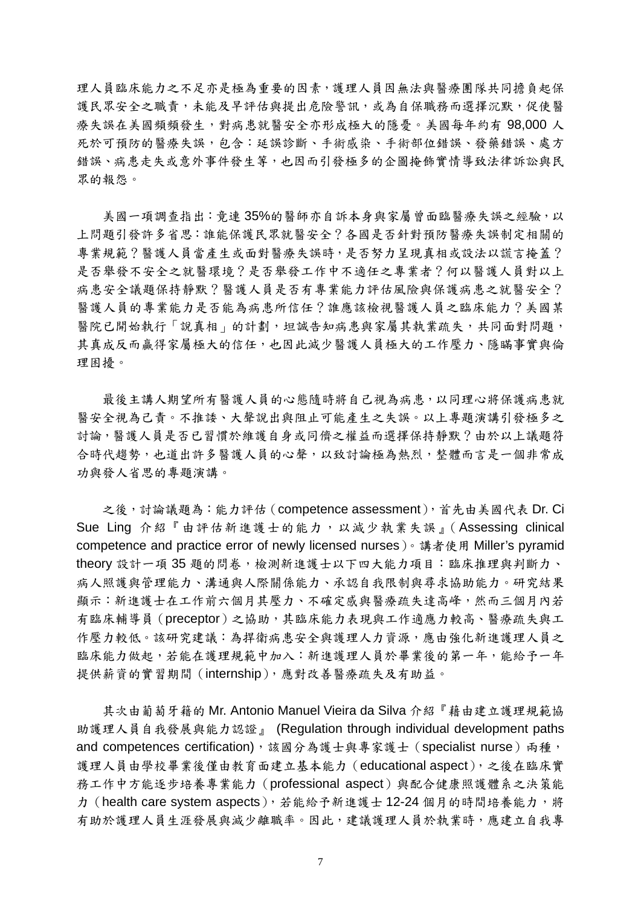理人員臨床能力之不足亦是極為重要的因素，護理人員因無法與醫療團隊共同擔負起保護民眾安全之職責，未能及早評估與提出危險警訊，或為自保職務而選擇沉默，促使醫療失誤在美國頻頻發生，對病患就醫安全亦形成極大的隱憂。美國每年約有 98,000 人死於可預防的醫療失誤，包含：延誤診斷、手術感染、手術部位錯誤、發藥錯誤、處方錯誤、病患走失或意外事件發生等，也因而引發極多的企圖掩飾實情導致法律訴訟與民眾的報怨。

美國一項調查指出：竟連 35%的醫師亦自訴本身與家屬曾面臨醫療失誤之經驗，以上問題引發許多省思：誰能保護民眾就醫安全？各國是否針對預防醫療失誤制定相關的專業規範？醫護人員當產生或面對醫療失誤時，是否努力呈現真相或設法以謊言掩蓋？是否舉發不安全之就醫環境？是否舉發工作中不適任之專業者？何以醫護人員對以上病患安全議題保持靜默？醫護人員是否有專業能力評估風險與保護病患之就醫安全？醫護人員的專業能力是否能為病患所信任？誰應該檢視醫護人員之臨床能力？美國某醫院已開始執行「說真相」的計劃，坦誠告知病患與家屬其執業疏失，共同面對問題，其真成反而贏得家屬極大的信任，也因此減少醫護人員極大的工作壓力、隱瞞事實與倫理困擾。

最後主講人期望所有醫護人員的心態隨時將自己視為病患，以同理心將保護病患就醫安全視為己責。不推諉、大聲說出與阻止可能產生之失誤。以上專題演講引發極多之討論，醫護人員是否已習慣於維護自身或同儕之權益而選擇保持靜默？由於以上議題符合時代趨勢，也道出許多醫護人員的心聲，以致討論極為熱烈，整體而言是一個非常成功與發人省思的專題演講。

之後，討論議題為：能力評估（competence assessment），首先由美國代表 Dr. Ci Sue Ling 介紹『由評估新進護士的能力，以減少執業失誤』（Assessing clinical competence and practice error of newly licensed nurses）。講者使用 Miller's pyramid theory 設計一項 35 題的問卷，檢測新進護士以下四大能力項目：臨床推理與判斷力、病人照護與管理能力、溝通與人際關係能力、承認自我限制與尋求協助能力。研究結果顯示：新進護士在工作前六個月其壓力、不確定感與醫療疏失達高峰，然而三個月內若有臨床輔導員（preceptor）之協助，其臨床能力表現與工作適應力較高、醫療疏失與工作壓力較低。該研究建議：為捍衛病患安全與護理人力資源，應由強化新進護理人員之臨床能力做起，若能在護理規範中加入：新進護理人員於畢業後的第一年，能給予一年提供薪資的實習期間（internship），應對改善醫療疏失及有助益。

其次由葡萄牙籍的 Mr. Antonio Manuel Vieira da Silva 介紹『藉由建立護理規範協助護理人員自我發展與能力認證』 (Regulation through individual development paths and competences certification)，該國分為護士與專家護士（specialist nurse）兩種，護理人員由學校畢業後僅由教育面建立基本能力（educational aspect），之後在臨床實務工作中方能逐步培養專業能力（professional aspect）與配合健康照護體系之決策能力（health care system aspects），若能給予新進護士 12-24 個月的時間培養能力，將有助於護理人員生涯發展與減少離職率。因此，建議護理人員於執業時，應建立自我專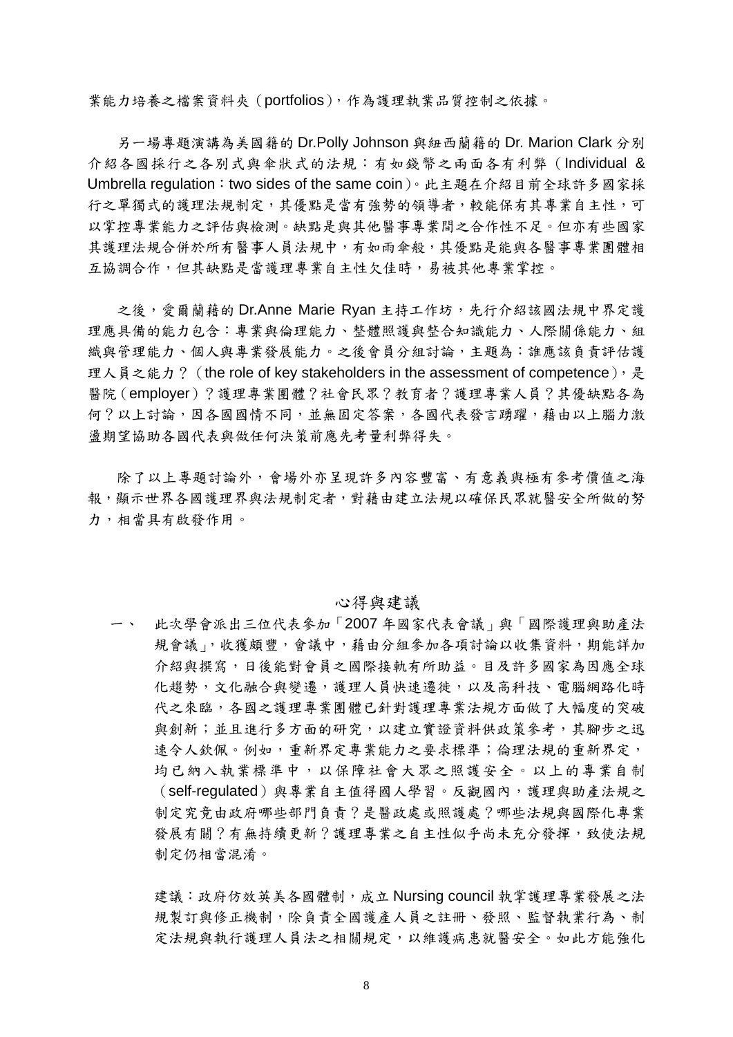業能力培養之檔案資料夾（portfolios），作為護理執業品質控制之依據。

另一場專題演講為美國籍的 Dr.Polly Johnson 與紐西蘭籍的 Dr. Marion Clark 分別介紹各國採行之各別式與傘狀式的法規：有如錢幣之兩面各有利弊（Individual & Umbrella regulation：two sides of the same coin）。此主題在介紹目前全球許多國家採行之單獨式的護理法規制定，其優點是當有強勢的領導者，較能保有其專業自主性，可以掌控專業能力之評估與檢測。缺點是與其他醫事專業間之合作性不足。但亦有些國家其護理法規合併於所有醫事人員法規中，有如雨傘般，其優點是能與各醫事專業團體相互協調合作，但其缺點是當護理專業自主性欠佳時，易被其他專業掌控。

之後，愛爾蘭籍的 Dr.Anne Marie Ryan 主持工作坊，先行介紹該國法規中界定護理應具備的能力包含：專業與倫理能力、整體照護與整合知識能力、人際關係能力、組織與管理能力、個人與專業發展能力。之後會員分組討論，主題為：誰應該負責評估護理人員之能力？（the role of key stakeholders in the assessment of competence），是醫院（employer）？護理專業團體？社會民眾？教育者？護理專業人員？其優缺點各為何？以上討論，因各國國情不同，並無固定答案，各國代表發言踴躍，藉由以上腦力激盪期望協助各國代表與做任何決策前應先考量利弊得失。

除了以上專題討論外，會場外亦呈現許多內容豐富、有意義與極有參考價值之海報，顯示世界各國護理界與法規制定者，對藉由建立法規以確保民眾就醫安全所做的努力，相當具有啟發作用。

## 心得與建議

一、 此次學會派出三位代表參加「2007 年國家代表會議」與「國際護理與助產法規會議」，收獲頗豐，會議中，藉由分組參加各項討論以收集資料，期能詳加介紹與撰寫，日後能對會員之國際接軌有所助益。目及許多國家為因應全球化趨勢，文化融合與變遷，護理人員快速遷徙，以及高科技、電腦網路化時代之來臨，各國之護理專業團體已針對護理專業法規方面做了大幅度的突破與創新；並且進行多方面的研究，以建立實證資料供政策參考，其腳步之迅速令人欽佩。例如，重新界定專業能力之要求標準；倫理法規的重新界定，均已納入執業標準中，以保障社會大眾之照護安全。以上的專業自制（self-regulated）與專業自主值得國人學習。反觀國內，護理與助產法規之制定究竟由政府哪些部門負責？是醫政處或照護處？哪些法規與國際化專業發展有關？有無持續更新？護理專業之自主性似乎尚未充分發揮，致使法規制定仍相當混淆。

建議：政府仿效英美各國體制，成立 Nursing council 執掌護理專業發展之法規製訂與修正機制，除負責全國護產人員之註冊、發照、監督執業行為、制定法規與執行護理人員法之相關規定，以維護病患就醫安全。如此方能強化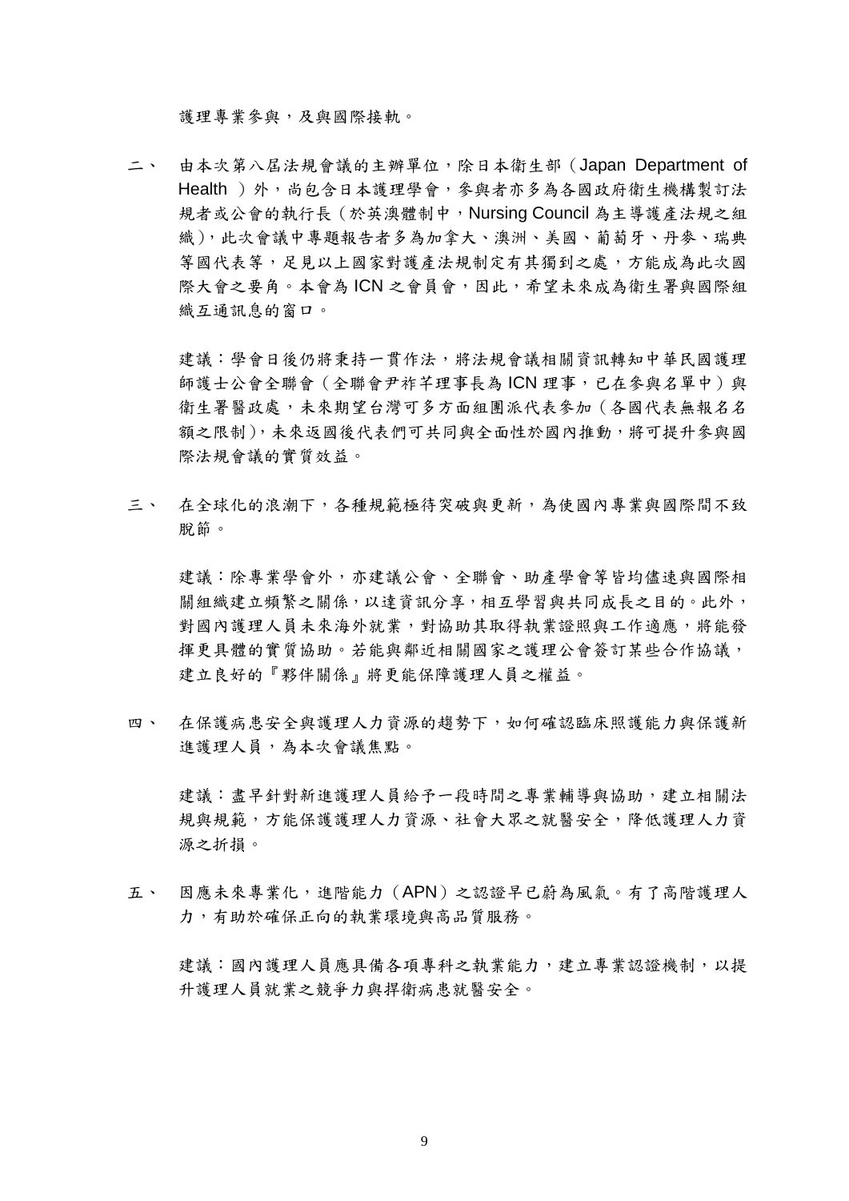護理專業參與，及與國際接軌。

二、 由本次第八屆法規會議的主辦單位，除日本衛生部（Japan Department of Health ）外，尚包含日本護理學會，參與者亦多為各國政府衛生機構製訂法規者或公會的執行長（於英澳體制中，Nursing Council 為主導護產法規之組織），此次會議中專題報告者多為加拿大、澳洲、美國、葡萄牙、丹麥、瑞典等國代表等，足見以上國家對護產法規制定有其獨到之處，方能成為此次國際大會之要角。本會為 ICN 之會員會，因此，希望未來成為衛生署與國際組織互通訊息的窗口。

建議：學會日後仍將秉持一貫作法，將法規會議相關資訊轉知中華民國護理師護士公會全聯會（全聯會尹祚芊理事長為 ICN 理事，已在參與名單中）與衛生署醫政處，未來期望台灣可多方面組團派代表參加（各國代表無報名名額之限制），未來返國後代表們可共同與全面性於國內推動，將可提升參與國際法規會議的實質效益。

三、 在全球化的浪潮下，各種規範極待突破與更新，為使國內專業與國際間不致脫節。

建議：除專業學會外，亦建議公會、全聯會、助產學會等皆均儘速與國際相關組織建立頻繁之關係，以達資訊分享，相互學習與共同成長之目的。此外，對國內護理人員未來海外就業，對協助其取得執業證照與工作適應，將能發揮更具體的實質協助。若能與鄰近相關國家之護理公會簽訂某些合作協議，建立良好的『夥伴關係』將更能保障護理人員之權益。

四、 在保護病患安全與護理人力資源的趨勢下，如何確認臨床照護能力與保護新進護理人員，為本次會議焦點。

建議：盡早針對新進護理人員給予一段時間之專業輔導與協助，建立相關法規與規範，方能保護護理人力資源、社會大眾之就醫安全，降低護理人力資源之折損。

五、 因應未來專業化，進階能力（APN）之認證早已蔚為風氣。有了高階護理人力，有助於確保正向的執業環境與高品質服務。

建議：國內護理人員應具備各項專科之執業能力，建立專業認證機制，以提升護理人員就業之競爭力與捍衛病患就醫安全。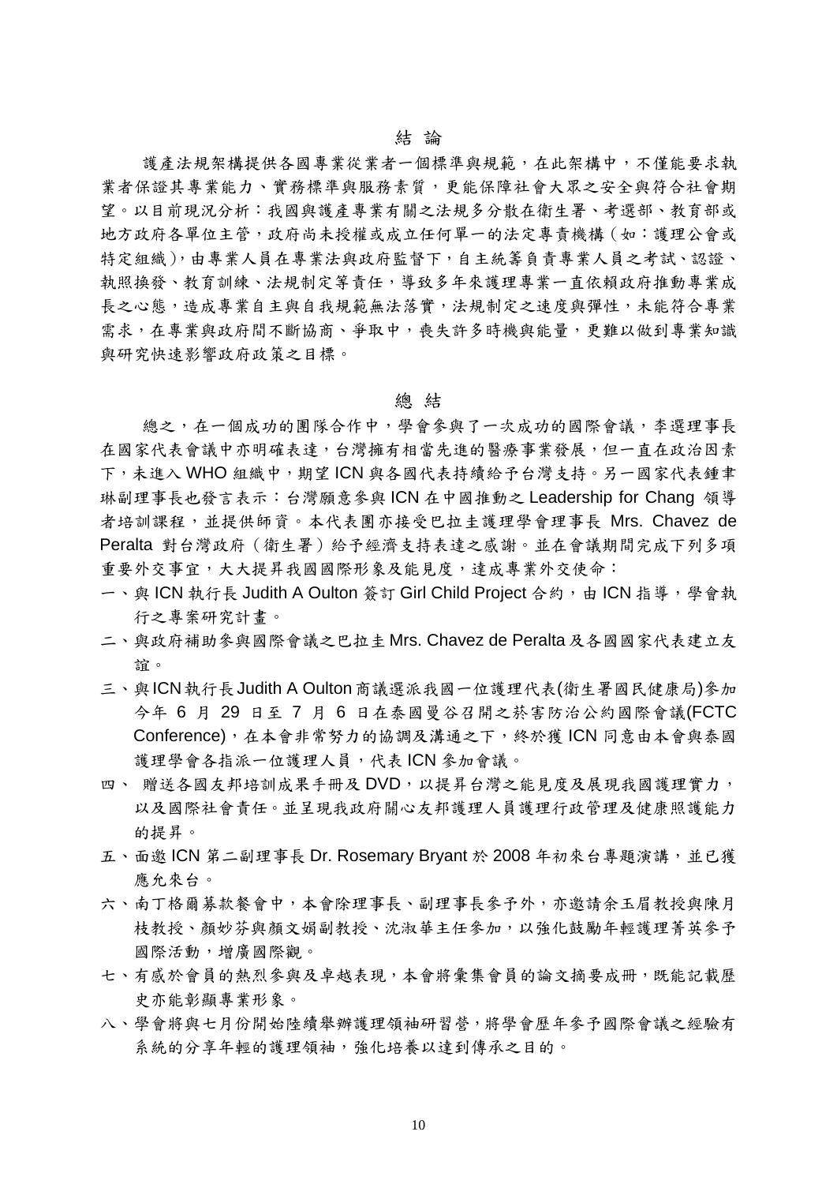## 結 論

護產法規架構提供各國專業從業者一個標準與規範，在此架構中，不僅能要求執業者保證其專業能力、實務標準與服務素質，更能保障社會大眾之安全與符合社會期望。以目前現況分析：我國與護產專業有關之法規多分散在衛生署、考選部、教育部或地方政府各單位主管，政府尚未授權或成立任何單一的法定專責機構（如：護理公會或特定組織），由專業人員在專業法與政府監督下，自主統籌負責專業人員之考試、認證、執照換發、教育訓練、法規制定等責任，導致多年來護理專業一直依賴政府推動專業成長之心態，造成專業自主與自我規範無法落實，法規制定之速度與彈性，未能符合專業需求，在專業與政府間不斷協商、爭取中，喪失許多時機與能量，更難以做到專業知識與研究快速影響政府政策之目標。

## 總 結

總之，在一個成功的團隊合作中，學會參與了一次成功的國際會議，李選理事長在國家代表會議中亦明確表達，台灣擁有相當先進的醫療事業發展，但一直在政治因素下，未進入 WHO 組織中，期望 ICN 與各國代表持續給予台灣支持。另一國家代表鍾聿琳副理事長也發言表示：台灣願意參與 ICN 在中國推動之 Leadership for Chang 領導者培訓課程，並提供師資。本代表團亦接受巴拉圭護理學會理事長 Mrs. Chavez de Peralta 對台灣政府（衛生署）給予經濟支持表達之感謝。並在會議期間完成下列多項重要外交事宜，大大提昇我國國際形象及能見度，達成專業外交使命：

一、與 ICN 執行長 Judith A Oulton 簽訂 Girl Child Project 合約，由 ICN 指導，學會執行之專案研究計畫。

二、與政府補助參與國際會議之巴拉圭 Mrs. Chavez de Peralta 及各國國家代表建立友誼。

三、與 ICN 執行長 Judith A Oulton 商議選派我國一位護理代表(衛生署國民健康局)參加今年 6 月 29 日至 7 月 6 日在泰國曼谷召開之菸害防治公約國際會議(FCTC Conference)，在本會非常努力的協調及溝通之下，終於獲 ICN 同意由本會與泰國護理學會各指派一位護理人員，代表 ICN 參加會議。

四、 贈送各國友邦培訓成果手冊及 DVD，以提昇台灣之能見度及展現我國護理實力，以及國際社會責任。並呈現我政府關心友邦護理人員護理行政管理及健康照護能力的提昇。

五、面邀 ICN 第二副理事長 Dr. Rosemary Bryant 於 2008 年初來台專題演講，並已獲應允來台。

六、南丁格爾募款餐會中，本會除理事長、副理事長參予外，亦邀請余玉眉教授與陳月枝教授、顏妙芬與顏文娟副教授、沈淑華主任參加，以強化鼓勵年輕護理菁英參予國際活動，增廣國際觀。

七、有感於會員的熱烈參與及卓越表現，本會將彙集會員的論文摘要成冊，既能記載歷史亦能彰顯專業形象。

八、學會將與七月份開始陸續舉辦護理領袖研習營，將學會歷年參予國際會議之經驗有系統的分享年輕的護理領袖，強化培養以達到傳承之目的。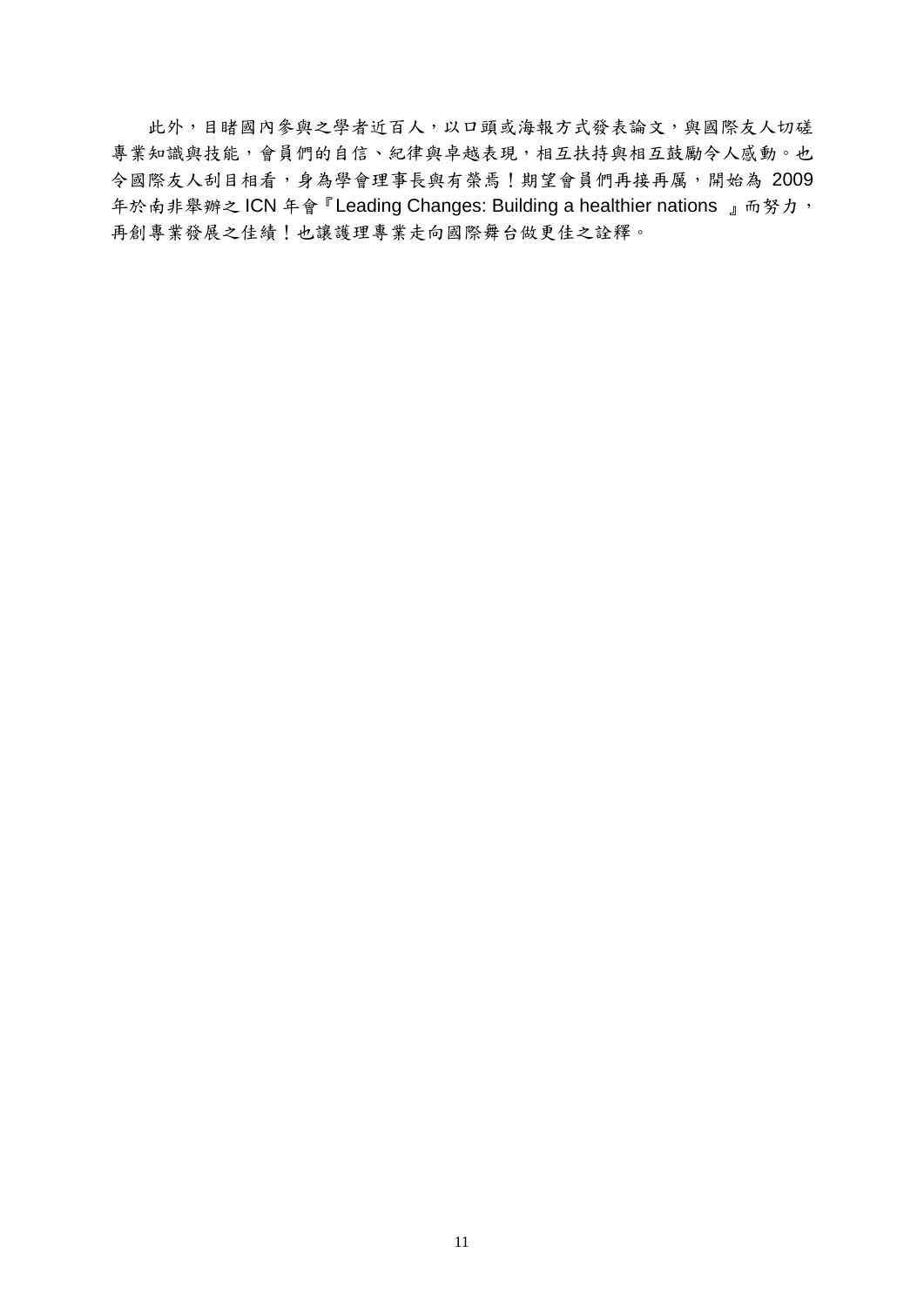此外，目睹國內參與之學者近百人，以口頭或海報方式發表論文，與國際友人切磋專業知識與技能，會員們的自信、紀律與卓越表現，相互扶持與相互鼓勵令人感動。也令國際友人刮目相看，身為學會理事長與有榮焉！期望會員們再接再厲，開始為 2009 年於南非舉辦之 ICN 年會『Leading Changes: Building a healthier nations 』而努力，再創專業發展之佳績！也讓護理專業走向國際舞台做更佳之詮釋。